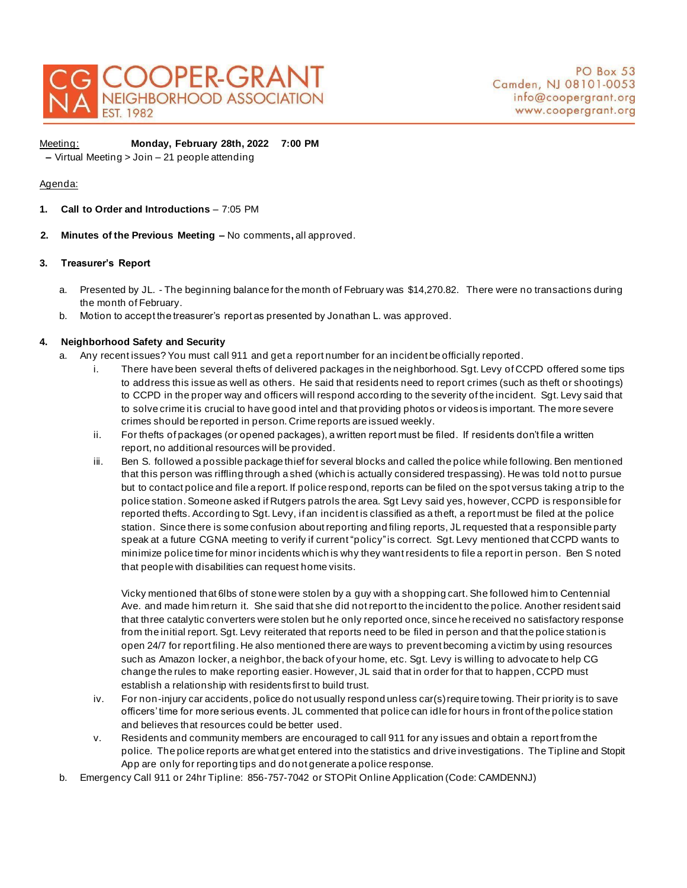# COOPER-GRANT NEIGHBORHOOD ASSOCIATION
EST. 1982

PO Box 53
Camden, NJ 08101-0053
info@coopergrant.org
www.coopergrant.org

Meeting: **Monday, February 28th, 2022 7:00 PM**
– Virtual Meeting > Join – 21 people attending

Agenda:

1. **Call to Order and Introductions** – 7:05 PM

2. **Minutes of the Previous Meeting –** No comments**,** all approved.

3. **Treasurer's Report**

   a. Presented by JL. - The beginning balance for the month of February was $14,270.82. There were no transactions during the month of February.

   b. Motion to accept the treasurer's report as presented by Jonathan L. was approved.

4. **Neighborhood Safety and Security**

   a. Any recent issues? You must call 911 and get a report number for an incident be officially reported.

      i. There have been several thefts of delivered packages in the neighborhood. Sgt. Levy of CCPD offered some tips to address this issue as well as others. He said that residents need to report crimes (such as theft or shootings) to CCPD in the proper way and officers will respond according to the severity of the incident. Sgt. Levy said that to solve crime it is crucial to have good intel and that providing photos or videos is important. The more severe crimes should be reported in person. Crime reports are issued weekly.

      ii. For thefts of packages (or opened packages), a written report must be filed. If residents don't file a written report, no additional resources will be provided.

      iii. Ben S. followed a possible package thief for several blocks and called the police while following. Ben mentioned that this person was riffling through a shed (which is actually considered trespassing). He was told not to pursue but to contact police and file a report. If police respond, reports can be filed on the spot versus taking a trip to the police station. Someone asked if Rutgers patrols the area. Sgt Levy said yes, however, CCPD is responsible for reported thefts. According to Sgt. Levy, if an incident is classified as a theft, a report must be filed at the police station. Since there is some confusion about reporting and filing reports, JL requested that a responsible party speak at a future CGNA meeting to verify if current "policy" is correct. Sgt. Levy mentioned that CCPD wants to minimize police time for minor incidents which is why they want residents to file a report in person. Ben S noted that people with disabilities can request home visits.

         Vicky mentioned that 6lbs of stone were stolen by a guy with a shopping cart. She followed him to Centennial Ave. and made him return it. She said that she did not report to the incident to the police. Another resident said that three catalytic converters were stolen but he only reported once, since he received no satisfactory response from the initial report. Sgt. Levy reiterated that reports need to be filed in person and that the police station is open 24/7 for report filing. He also mentioned there are ways to prevent becoming a victim by using resources such as Amazon locker, a neighbor, the back of your home, etc. Sgt. Levy is willing to advocate to help CG change the rules to make reporting easier. However, JL said that in order for that to happen, CCPD must establish a relationship with residents first to build trust.

      iv. For non-injury car accidents, police do not usually respond unless car(s) require towing. Their priority is to save officers' time for more serious events. JL commented that police can idle for hours in front of the police station and believes that resources could be better used.

      v. Residents and community members are encouraged to call 911 for any issues and obtain a report from the police. The police reports are what get entered into the statistics and drive investigations. The Tipline and Stopit App are only for reporting tips and do not generate a police response.

   b. Emergency Call 911 or 24hr Tipline: 856-757-7042 or STOPit Online Application (Code: CAMDENNJ)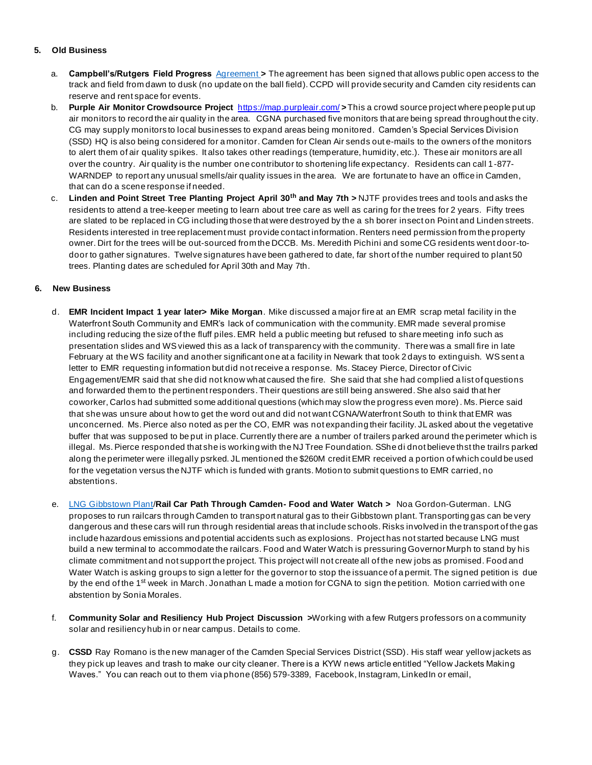## 5. Old Business

a. **Campbell's/Rutgers Field Progress** [Agreement](Agreement) **>** The agreement has been signed that allows public open access to the track and field from dawn to dusk (no update on the ball field). CCPD will provide security and Camden city residents can reserve and rent space for events.

b. **Purple Air Monitor Crowdsource Project** https://map.purpleair.com/ **>** This a crowd source project where people put up air monitors to record the air quality in the area. CGNA purchased five monitors that are being spread throughout the city. CG may supply monitors to local businesses to expand areas being monitored. Camden's Special Services Division (SSD) HQ is also being considered for a monitor. Camden for Clean Air sends out e-mails to the owners of the monitors to alert them of air quality spikes. It also takes other readings (temperature, humidity, etc.). These air monitors are all over the country. Air quality is the number one contributor to shortening life expectancy. Residents can call 1-877-WARNDEP to report any unusual smells/air quality issues in the area. We are fortunate to have an office in Camden, that can do a scene response if needed.

c. **Linden and Point Street Tree Planting Project April 30th and May 7th >** NJTF provides trees and tools and asks the residents to attend a tree-keeper meeting to learn about tree care as well as caring for the trees for 2 years. Fifty trees are slated to be replaced in CG including those that were destroyed by the a sh borer insect on Point and Linden streets. Residents interested in tree replacement must provide contact information. Renters need permission from the property owner. Dirt for the trees will be out-sourced from the DCCB. Ms. Meredith Pichini and some CG residents went door-to-door to gather signatures. Twelve signatures have been gathered to date, far short of the number required to plant 50 trees. Planting dates are scheduled for April 30th and May 7th.

## 6. New Business

d. **EMR Incident Impact 1 year later> Mike Morgan**. Mike discussed a major fire at an EMR scrap metal facility in the Waterfront South Community and EMR's lack of communication with the community. EMR made several promise including reducing the size of the fluff piles. EMR held a public meeting but refused to share meeting info such as presentation slides and WS viewed this as a lack of transparency with the community. There was a small fire in late February at the WS facility and another significant one at a facility in Newark that took 2 days to extinguish. WS sent a letter to EMR requesting information but did not receive a response. Ms. Stacey Pierce, Director of Civic Engagement/EMR said that she did not know what caused the fire. She said that she had complied a list of questions and forwarded them to the pertinent responders. Their questions are still being answered. She also said that her coworker, Carlos had submitted some additional questions (which may slow the progress even more). Ms. Pierce said that she was unsure about how to get the word out and did not want CGNA/Waterfront South to think that EMR was unconcerned. Ms. Pierce also noted as per the CO, EMR was not expanding their facility. JL asked about the vegetative buffer that was supposed to be put in place. Currently there are a number of trailers parked around the perimeter which is illegal. Ms. Pierce responded that she is working with the NJ Tree Foundation. SShe di dnot believe thst the trailrs parked along the perimeter were illegally psrked. JL mentioned the $260M credit EMR received a portion of which could be used for the vegetation versus the NJTF which is funded with grants. Motion to submit questions to EMR carried, no abstentions.

e. [LNG Gibbstown Plant](LNG Gibbstown Plant)/**Rail Car Path Through Camden- Food and Water Watch >** Noa Gordon-Guterman. LNG proposes to run railcars through Camden to transport natural gas to their Gibbstown plant. Transporting gas can be very dangerous and these cars will run through residential areas that include schools. Risks involved in the transport of the gas include hazardous emissions and potential accidents such as explosions. Project has not started because LNG must build a new terminal to accommodate the railcars. Food and Water Watch is pressuring Governor Murph to stand by his climate commitment and not support the project. This project will not create all of the new jobs as promised. Food and Water Watch is asking groups to sign a letter for the governor to stop the issuance of a permit. The signed petition is due by the end of the 1st week in March. Jonathan L made a motion for CGNA to sign the petition. Motion carried with one abstention by Sonia Morales.

f. **Community Solar and Resiliency Hub Project Discussion >** Working with a few Rutgers professors on a community solar and resiliency hub in or near campus. Details to come.

g. **CSSD** Ray Romano is the new manager of the Camden Special Services District (SSD). His staff wear yellow jackets as they pick up leaves and trash to make our city cleaner. There is a KYW news article entitled "Yellow Jackets Making Waves." You can reach out to them via phone (856) 579-3389, Facebook, Instagram, LinkedIn or email,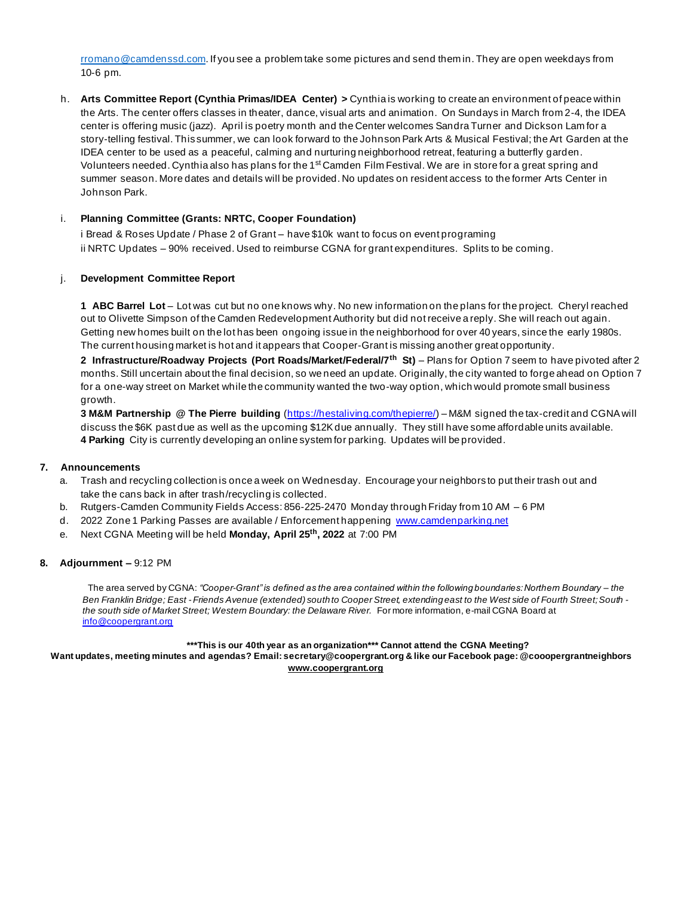rromano@camdenssd.com. If you see a problem take some pictures and send them in. They are open weekdays from 10-6 pm.

h. **Arts Committee Report (Cynthia Primas/IDEA Center) >** Cynthia is working to create an environment of peace within the Arts. The center offers classes in theater, dance, visual arts and animation. On Sundays in March from 2-4, the IDEA center is offering music (jazz). April is poetry month and the Center welcomes Sandra Turner and Dickson Lam for a story-telling festival. This summer, we can look forward to the Johnson Park Arts & Musical Festival; the Art Garden at the IDEA center to be used as a peaceful, calming and nurturing neighborhood retreat, featuring a butterfly garden. Volunteers needed. Cynthia also has plans for the 1st Camden Film Festival. We are in store for a great spring and summer season. More dates and details will be provided. No updates on resident access to the former Arts Center in Johnson Park.

i. **Planning Committee (Grants: NRTC, Cooper Foundation)**

i Bread & Roses Update / Phase 2 of Grant – have $10k want to focus on event programing
ii NRTC Updates – 90% received. Used to reimburse CGNA for grant expenditures. Splits to be coming.

j. **Development Committee Report**

**1 ABC Barrel Lot** – Lot was cut but no one knows why. No new information on the plans for the project. Cheryl reached out to Olivette Simpson of the Camden Redevelopment Authority but did not receive a reply. She will reach out again. Getting new homes built on the lot has been ongoing issue in the neighborhood for over 40 years, since the early 1980s. The current housing market is hot and it appears that Cooper-Grant is missing another great opportunity.

**2 Infrastructure/Roadway Projects (Port Roads/Market/Federal/7th St)** – Plans for Option 7 seem to have pivoted after 2 months. Still uncertain about the final decision, so we need an update. Originally, the city wanted to forge ahead on Option 7 for a one-way street on Market while the community wanted the two-way option, which would promote small business growth.

**3 M&M Partnership @ The Pierre building** (https://hestaliving.com/thepierre/) – M&M signed the tax-credit and CGNA will discuss the $6K past due as well as the upcoming $12K due annually. They still have some affordable units available.

**4 Parking** City is currently developing an online system for parking. Updates will be provided.

**7. Announcements**

a. Trash and recycling collection is once a week on Wednesday. Encourage your neighbors to put their trash out and take the cans back in after trash/recycling is collected.
b. Rutgers-Camden Community Fields Access: 856-225-2470 Monday through Friday from 10 AM – 6 PM
d. 2022 Zone 1 Parking Passes are available / Enforcement happening www.camdenparking.net
e. Next CGNA Meeting will be held **Monday, April 25th, 2022** at 7:00 PM

**8. Adjournment –** 9:12 PM

The area served by CGNA: *"Cooper-Grant" is defined as the area contained within the following boundaries: Northern Boundary – the Ben Franklin Bridge; East - Friends Avenue (extended) south to Cooper Street, extending east to the West side of Fourth Street; South - the south side of Market Street; Western Boundary: the Delaware River.* For more information, e-mail CGNA Board at info@coopergrant.org

**\*\*\*This is our 40th year as an organization\*\*\* Cannot attend the CGNA Meeting?**
**Want updates, meeting minutes and agendas? Email: secretary@coopergrant.org & like our Facebook page: @cooopergrantneighbors**
**www.coopergrant.org**